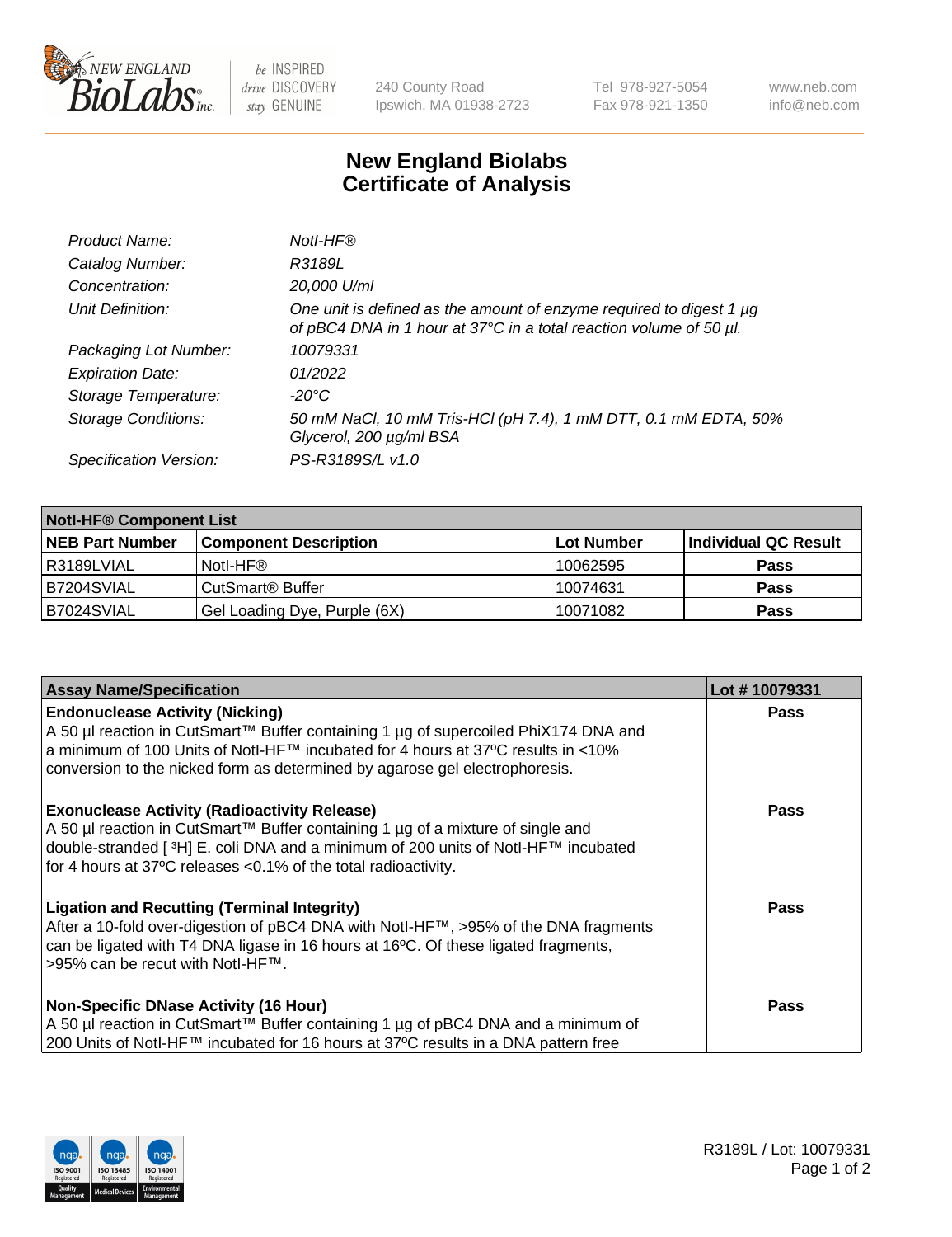240 County Road
Ipswich, MA 01938-2723

Tel 978-927-5054
Fax 978-921-1350

www.neb.com
info@neb.com

# New England Biolabs
# Certificate of Analysis

| | |
|---|---|
| *Product Name:* | *NotI-HF®* |
| *Catalog Number:* | *R3189L* |
| *Concentration:* | *20,000 U/ml* |
| *Unit Definition:* | *One unit is defined as the amount of enzyme required to digest 1 µg of pBC4 DNA in 1 hour at 37°C in a total reaction volume of 50 µl.* |
| *Packaging Lot Number:* | *10079331* |
| *Expiration Date:* | *01/2022* |
| *Storage Temperature:* | *-20°C* |
| *Storage Conditions:* | *50 mM NaCl, 10 mM Tris-HCl (pH 7.4), 1 mM DTT, 0.1 mM EDTA, 50% Glycerol, 200 µg/ml BSA* |
| *Specification Version:* | *PS-R3189S/L v1.0* |

| NotI-HF® Component List | | | |
|---|---|---|---|
| **NEB Part Number** | **Component Description** | **Lot Number** | **Individual QC Result** |
| R3189LVIAL | NotI-HF® | 10062595 | **Pass** |
| B7204SVIAL | CutSmart® Buffer | 10074631 | **Pass** |
| B7024SVIAL | Gel Loading Dye, Purple (6X) | 10071082 | **Pass** |

| Assay Name/Specification | Lot # 10079331 |
|---|---|
| **Endonuclease Activity (Nicking)**<br>A 50 µl reaction in CutSmart™ Buffer containing 1 µg of supercoiled PhiX174 DNA and a minimum of 100 Units of NotI-HF™ incubated for 4 hours at 37ºC results in <10% conversion to the nicked form as determined by agarose gel electrophoresis. | **Pass** |
| **Exonuclease Activity (Radioactivity Release)**<br>A 50 µl reaction in CutSmart™ Buffer containing 1 µg of a mixture of single and double-stranded [ $^{3}$H] E. coli DNA and a minimum of 200 units of NotI-HF™ incubated for 4 hours at 37ºC releases <0.1% of the total radioactivity. | **Pass** |
| **Ligation and Recutting (Terminal Integrity)**<br>After a 10-fold over-digestion of pBC4 DNA with NotI-HF™, >95% of the DNA fragments can be ligated with T4 DNA ligase in 16 hours at 16ºC. Of these ligated fragments, >95% can be recut with NotI-HF™. | **Pass** |
| **Non-Specific DNase Activity (16 Hour)**<br>A 50 µl reaction in CutSmart™ Buffer containing 1 µg of pBC4 DNA and a minimum of 200 Units of NotI-HF™ incubated for 16 hours at 37ºC results in a DNA pattern free | **Pass** |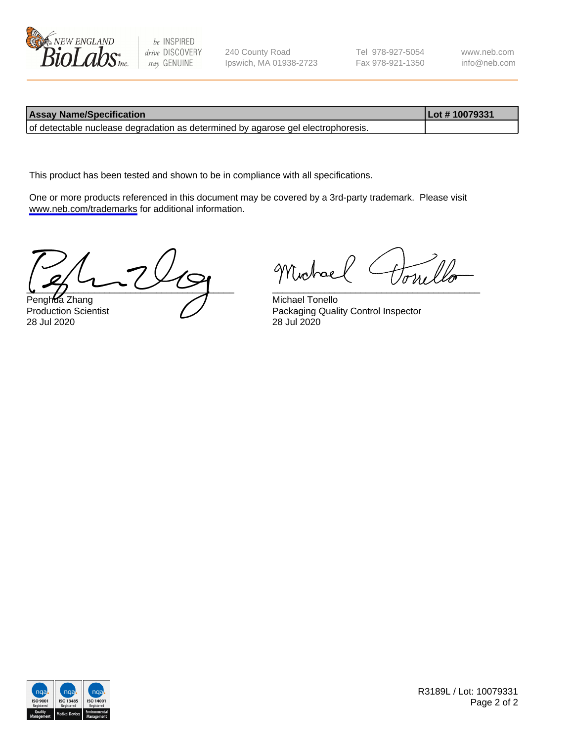| Assay Name/Specification | Lot # 10079331 |
|---|---|
| of detectable nuclease degradation as determined by agarose gel electrophoresis. | |

This product has been tested and shown to be in compliance with all specifications.

One or more products referenced in this document may be covered by a 3rd-party trademark. Please visit www.neb.com/trademarks for additional information.

Penghua Zhang
Production Scientist
28 Jul 2020

Michael Tonello
Packaging Quality Control Inspector
28 Jul 2020

R3189L / Lot: 10079331